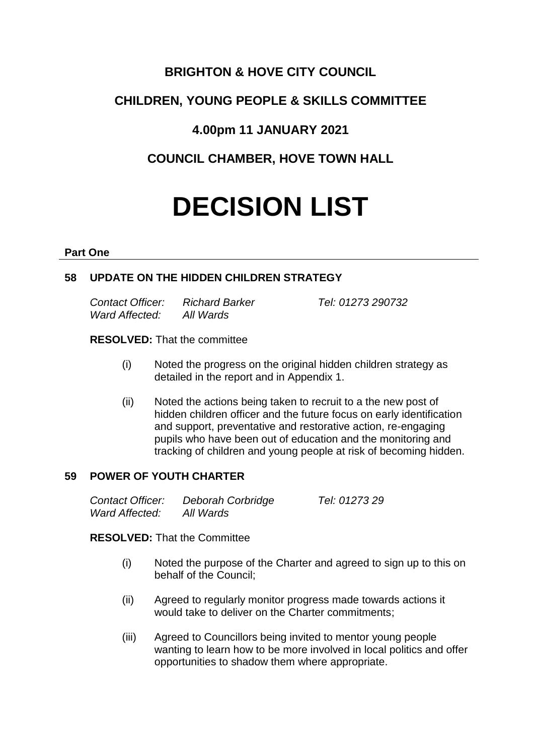# BRIGHTON & HOVE CITY COUNCIL

## CHILDREN, YOUNG PEOPLE & SKILLS COMMITTEE

## 4.00pm 11 JANUARY 2021

## COUNCIL CHAMBER, HOVE TOWN HALL

# DECISION LIST

**Part One**

### 58 UPDATE ON THE HIDDEN CHILDREN STRATEGY

*Contact Officer:* *Richard Barker* *Tel: 01273 290732*
*Ward Affected:* *All Wards*

**RESOLVED:** That the committee

(i) Noted the progress on the original hidden children strategy as detailed in the report and in Appendix 1.

(ii) Noted the actions being taken to recruit to a the new post of hidden children officer and the future focus on early identification and support, preventative and restorative action, re-engaging pupils who have been out of education and the monitoring and tracking of children and young people at risk of becoming hidden.

### 59 POWER OF YOUTH CHARTER

*Contact Officer:* *Deborah Corbridge* *Tel: 01273 29*
*Ward Affected:* *All Wards*

**RESOLVED:** That the Committee

(i) Noted the purpose of the Charter and agreed to sign up to this on behalf of the Council;

(ii) Agreed to regularly monitor progress made towards actions it would take to deliver on the Charter commitments;

(iii) Agreed to Councillors being invited to mentor young people wanting to learn how to be more involved in local politics and offer opportunities to shadow them where appropriate.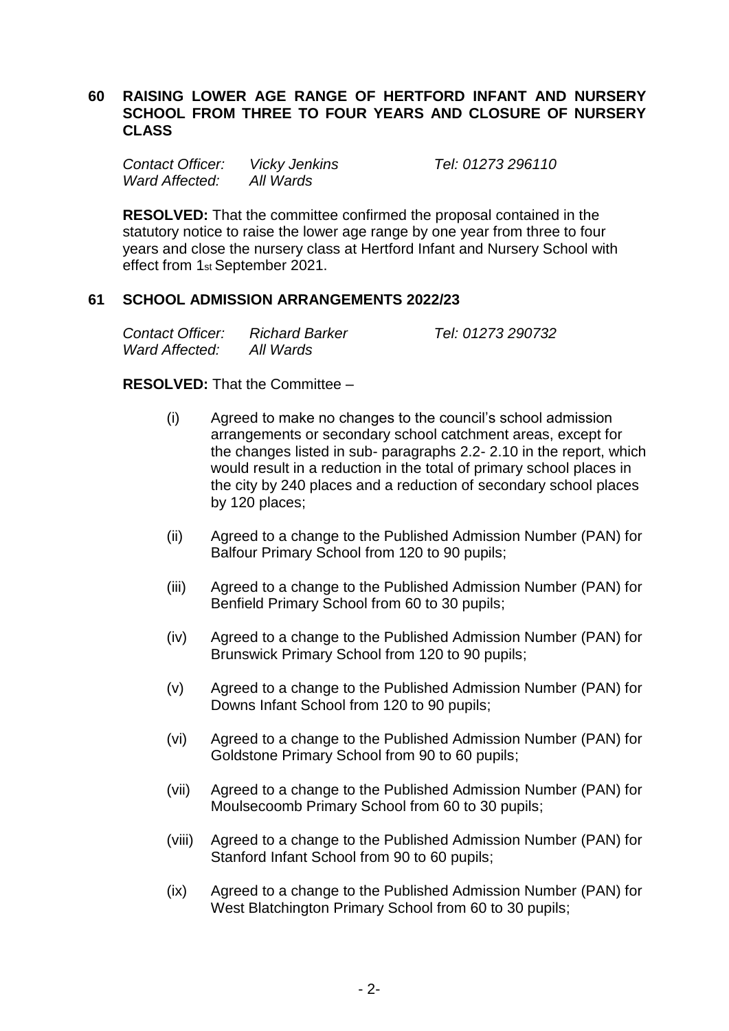**60 RAISING LOWER AGE RANGE OF HERTFORD INFANT AND NURSERY SCHOOL FROM THREE TO FOUR YEARS AND CLOSURE OF NURSERY CLASS**

*Contact Officer: Vicky Jenkins* *Tel: 01273 296110*
*Ward Affected: All Wards*

**RESOLVED:** That the committee confirmed the proposal contained in the statutory notice to raise the lower age range by one year from three to four years and close the nursery class at Hertford Infant and Nursery School with effect from 1st September 2021.

**61 SCHOOL ADMISSION ARRANGEMENTS 2022/23**

*Contact Officer: Richard Barker* *Tel: 01273 290732*
*Ward Affected: All Wards*

**RESOLVED:** That the Committee –

(i) Agreed to make no changes to the council's school admission arrangements or secondary school catchment areas, except for the changes listed in sub- paragraphs 2.2- 2.10 in the report, which would result in a reduction in the total of primary school places in the city by 240 places and a reduction of secondary school places by 120 places;

(ii) Agreed to a change to the Published Admission Number (PAN) for Balfour Primary School from 120 to 90 pupils;

(iii) Agreed to a change to the Published Admission Number (PAN) for Benfield Primary School from 60 to 30 pupils;

(iv) Agreed to a change to the Published Admission Number (PAN) for Brunswick Primary School from 120 to 90 pupils;

(v) Agreed to a change to the Published Admission Number (PAN) for Downs Infant School from 120 to 90 pupils;

(vi) Agreed to a change to the Published Admission Number (PAN) for Goldstone Primary School from 90 to 60 pupils;

(vii) Agreed to a change to the Published Admission Number (PAN) for Moulsecoomb Primary School from 60 to 30 pupils;

(viii) Agreed to a change to the Published Admission Number (PAN) for Stanford Infant School from 90 to 60 pupils;

(ix) Agreed to a change to the Published Admission Number (PAN) for West Blatchington Primary School from 60 to 30 pupils;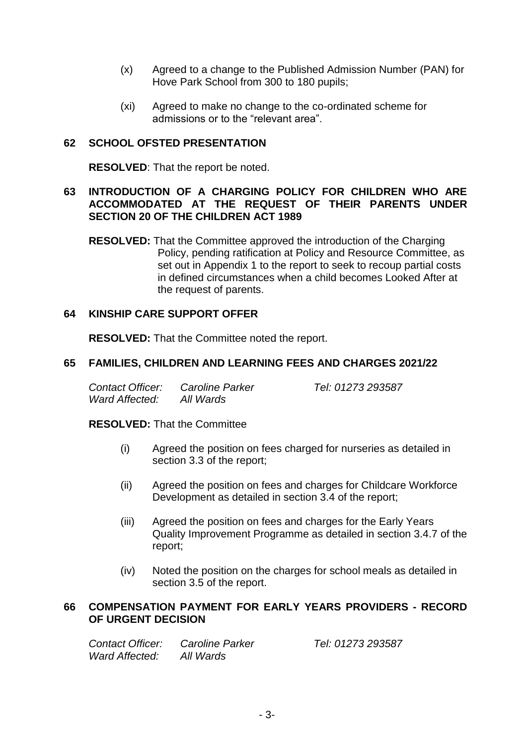(x) Agreed to a change to the Published Admission Number (PAN) for Hove Park School from 300 to 180 pupils;

(xi) Agreed to make no change to the co-ordinated scheme for admissions or to the "relevant area".

## 62 SCHOOL OFSTED PRESENTATION

**RESOLVED**: That the report be noted.

## 63 INTRODUCTION OF A CHARGING POLICY FOR CHILDREN WHO ARE ACCOMMODATED AT THE REQUEST OF THEIR PARENTS UNDER SECTION 20 OF THE CHILDREN ACT 1989

**RESOLVED:** That the Committee approved the introduction of the Charging Policy, pending ratification at Policy and Resource Committee, as set out in Appendix 1 to the report to seek to recoup partial costs in defined circumstances when a child becomes Looked After at the request of parents.

## 64 KINSHIP CARE SUPPORT OFFER

**RESOLVED:** That the Committee noted the report.

## 65 FAMILIES, CHILDREN AND LEARNING FEES AND CHARGES 2021/22

*Contact Officer:* *Caroline Parker* *Tel: 01273 293587*
*Ward Affected:* *All Wards*

**RESOLVED:** That the Committee

(i) Agreed the position on fees charged for nurseries as detailed in section 3.3 of the report;

(ii) Agreed the position on fees and charges for Childcare Workforce Development as detailed in section 3.4 of the report;

(iii) Agreed the position on fees and charges for the Early Years Quality Improvement Programme as detailed in section 3.4.7 of the report;

(iv) Noted the position on the charges for school meals as detailed in section 3.5 of the report.

## 66 COMPENSATION PAYMENT FOR EARLY YEARS PROVIDERS - RECORD OF URGENT DECISION

*Contact Officer:* *Caroline Parker* *Tel: 01273 293587*
*Ward Affected:* *All Wards*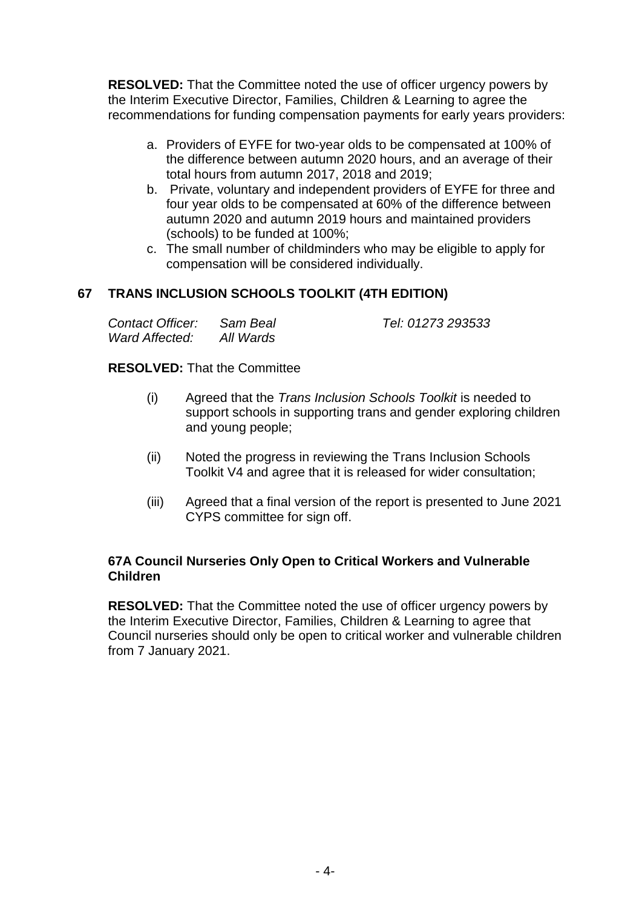**RESOLVED:** That the Committee noted the use of officer urgency powers by the Interim Executive Director, Families, Children & Learning to agree the recommendations for funding compensation payments for early years providers:

a. Providers of EYFE for two-year olds to be compensated at 100% of the difference between autumn 2020 hours, and an average of their total hours from autumn 2017, 2018 and 2019;
b. Private, voluntary and independent providers of EYFE for three and four year olds to be compensated at 60% of the difference between autumn 2020 and autumn 2019 hours and maintained providers (schools) to be funded at 100%;
c. The small number of childminders who may be eligible to apply for compensation will be considered individually.

## 67 TRANS INCLUSION SCHOOLS TOOLKIT (4TH EDITION)

| | | |
|---|---|---|
| *Contact Officer:* | *Sam Beal* | *Tel: 01273 293533* |
| *Ward Affected:* | *All Wards* | |

**RESOLVED:** That the Committee

(i) Agreed that the *Trans Inclusion Schools Toolkit* is needed to support schools in supporting trans and gender exploring children and young people;

(ii) Noted the progress in reviewing the Trans Inclusion Schools Toolkit V4 and agree that it is released for wider consultation;

(iii) Agreed that a final version of the report is presented to June 2021 CYPS committee for sign off.

### 67A Council Nurseries Only Open to Critical Workers and Vulnerable Children

**RESOLVED:** That the Committee noted the use of officer urgency powers by the Interim Executive Director, Families, Children & Learning to agree that Council nurseries should only be open to critical worker and vulnerable children from 7 January 2021.